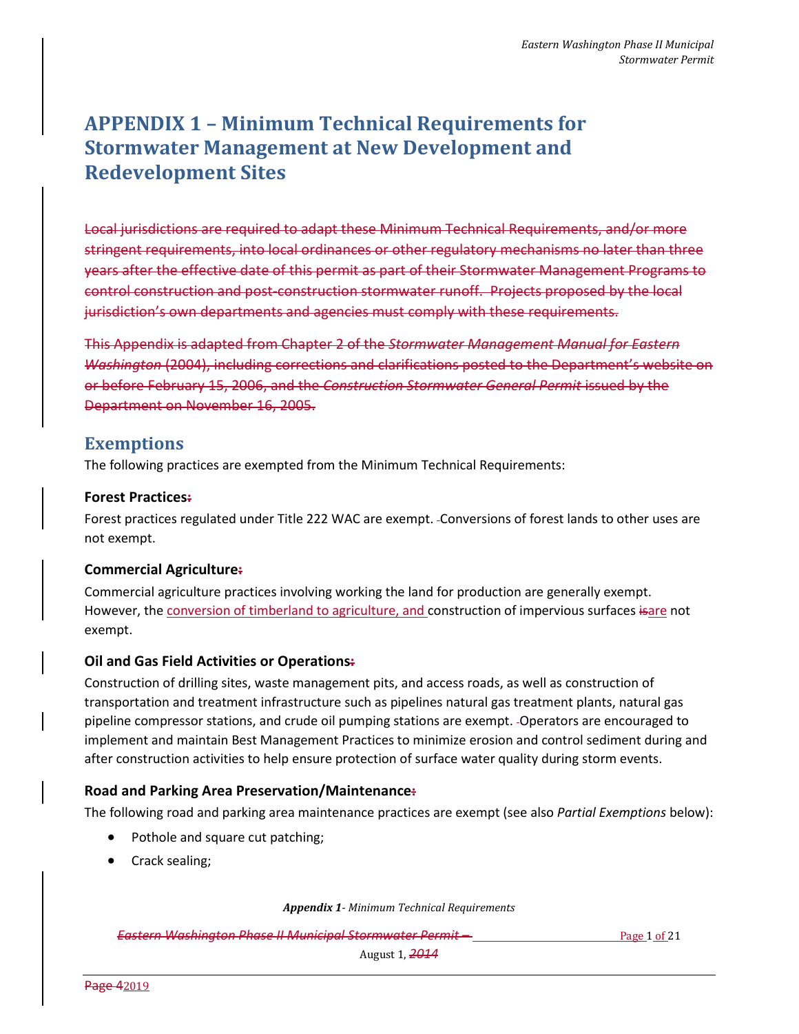# APPENDIX 1 – Minimum Technical Requirements for Stormwater Management at New Development and Redevelopment Sites

Local jurisdictions are required to adapt these Minimum Technical Requirements, and/or more stringent requirements, into local ordinances or other regulatory mechanisms no later than three years after the effective date of this permit as part of their Stormwater Management Programs to control construction and post-construction stormwater runoff. Projects proposed by the local jurisdiction's own departments and agencies must comply with these requirements.

This Appendix is adapted from Chapter 2 of the *Stormwater Management Manual for Eastern Washington* (2004), including corrections and clarifications posted to the Department's website on or before February 15, 2006, and the *Construction Stormwater General Permit* issued by the Department on November 16, 2005.

## Exemptions

The following practices are exempted from the Minimum Technical Requirements:

### Forest Practices:

Forest practices regulated under Title 222 WAC are exempt. Conversions of forest lands to other uses are not exempt.

### Commercial Agriculture:

Commercial agriculture practices involving working the land for production are generally exempt. However, the conversion of timberland to agriculture, and construction of impervious surfaces isare not exempt.

### Oil and Gas Field Activities or Operations:

Construction of drilling sites, waste management pits, and access roads, as well as construction of transportation and treatment infrastructure such as pipelines natural gas treatment plants, natural gas pipeline compressor stations, and crude oil pumping stations are exempt. Operators are encouraged to implement and maintain Best Management Practices to minimize erosion and control sediment during and after construction activities to help ensure protection of surface water quality during storm events.

### Road and Parking Area Preservation/Maintenance:

The following road and parking area maintenance practices are exempt (see also *Partial Exemptions* below):

- Pothole and square cut patching;
- Crack sealing;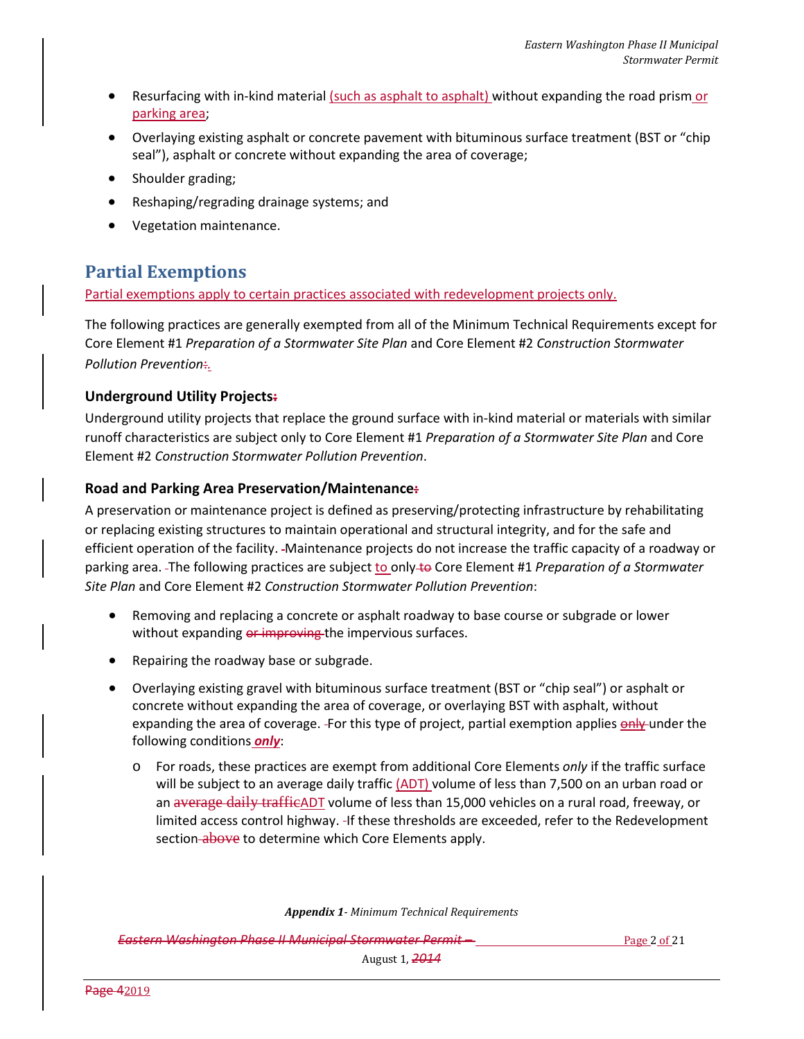- Resurfacing with in-kind material (such as asphalt to asphalt) without expanding the road prism or parking area;
- Overlaying existing asphalt or concrete pavement with bituminous surface treatment (BST or "chip seal"), asphalt or concrete without expanding the area of coverage;
- Shoulder grading;
- Reshaping/regrading drainage systems; and
- Vegetation maintenance.

## Partial Exemptions

Partial exemptions apply to certain practices associated with redevelopment projects only.

The following practices are generally exempted from all of the Minimum Technical Requirements except for Core Element #1 *Preparation of a Stormwater Site Plan* and Core Element #2 *Construction Stormwater Pollution Prevention*.

### Underground Utility Projects

Underground utility projects that replace the ground surface with in-kind material or materials with similar runoff characteristics are subject only to Core Element #1 *Preparation of a Stormwater Site Plan* and Core Element #2 *Construction Stormwater Pollution Prevention*.

### Road and Parking Area Preservation/Maintenance

A preservation or maintenance project is defined as preserving/protecting infrastructure by rehabilitating or replacing existing structures to maintain operational and structural integrity, and for the safe and efficient operation of the facility. Maintenance projects do not increase the traffic capacity of a roadway or parking area. The following practices are subject to only Core Element #1 *Preparation of a Stormwater Site Plan* and Core Element #2 *Construction Stormwater Pollution Prevention*:

- Removing and replacing a concrete or asphalt roadway to base course or subgrade or lower without expanding the impervious surfaces.
- Repairing the roadway base or subgrade.
- Overlaying existing gravel with bituminous surface treatment (BST or "chip seal") or asphalt or concrete without expanding the area of coverage, or overlaying BST with asphalt, without expanding the area of coverage. For this type of project, partial exemption applies under the following conditions ***only***:
    - For roads, these practices are exempt from additional Core Elements *only* if the traffic surface will be subject to an average daily traffic (ADT) volume of less than 7,500 on an urban road or an ADT volume of less than 15,000 vehicles on a rural road, freeway, or limited access control highway. If these thresholds are exceeded, refer to the Redevelopment section to determine which Core Elements apply.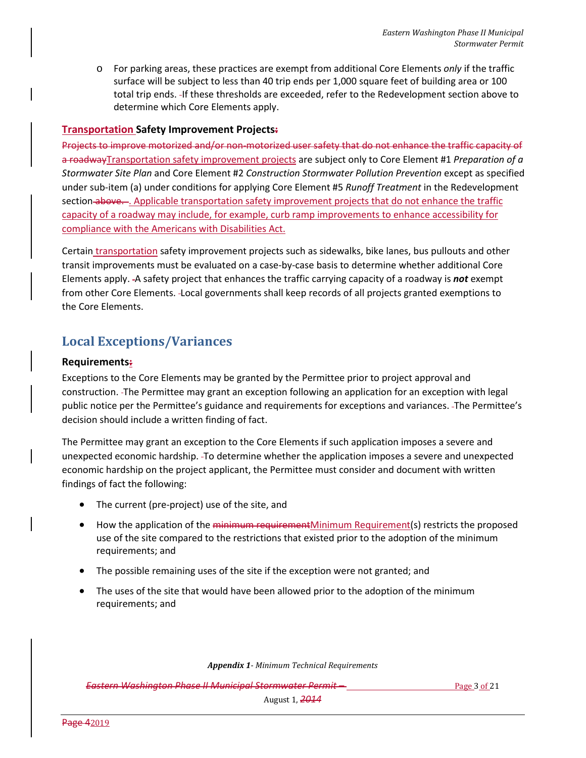- For parking areas, these practices are exempt from additional Core Elements *only* if the traffic surface will be subject to less than 40 trip ends per 1,000 square feet of building area or 100 total trip ends. If these thresholds are exceeded, refer to the Redevelopment section above to determine which Core Elements apply.

**Transportation Safety Improvement Projects**

Transportation safety improvement projects are subject only to Core Element #1 *Preparation of a Stormwater Site Plan* and Core Element #2 *Construction Stormwater Pollution Prevention* except as specified under sub-item (a) under conditions for applying Core Element #5 *Runoff Treatment* in the Redevelopment section. Applicable transportation safety improvement projects that do not enhance the traffic capacity of a roadway may include, for example, curb ramp improvements to enhance accessibility for compliance with the Americans with Disabilities Act.

Certain transportation safety improvement projects such as sidewalks, bike lanes, bus pullouts and other transit improvements must be evaluated on a case-by-case basis to determine whether additional Core Elements apply. A safety project that enhances the traffic carrying capacity of a roadway is ***not*** exempt from other Core Elements. Local governments shall keep records of all projects granted exemptions to the Core Elements.

## Local Exceptions/Variances

**Requirements**

Exceptions to the Core Elements may be granted by the Permittee prior to project approval and construction. The Permittee may grant an exception following an application for an exception with legal public notice per the Permittee's guidance and requirements for exceptions and variances. The Permittee's decision should include a written finding of fact.

The Permittee may grant an exception to the Core Elements if such application imposes a severe and unexpected economic hardship. To determine whether the application imposes a severe and unexpected economic hardship on the project applicant, the Permittee must consider and document with written findings of fact the following:

- The current (pre-project) use of the site, and
- How the application of the Minimum Requirement(s) restricts the proposed use of the site compared to the restrictions that existed prior to the adoption of the minimum requirements; and
- The possible remaining uses of the site if the exception were not granted; and
- The uses of the site that would have been allowed prior to the adoption of the minimum requirements; and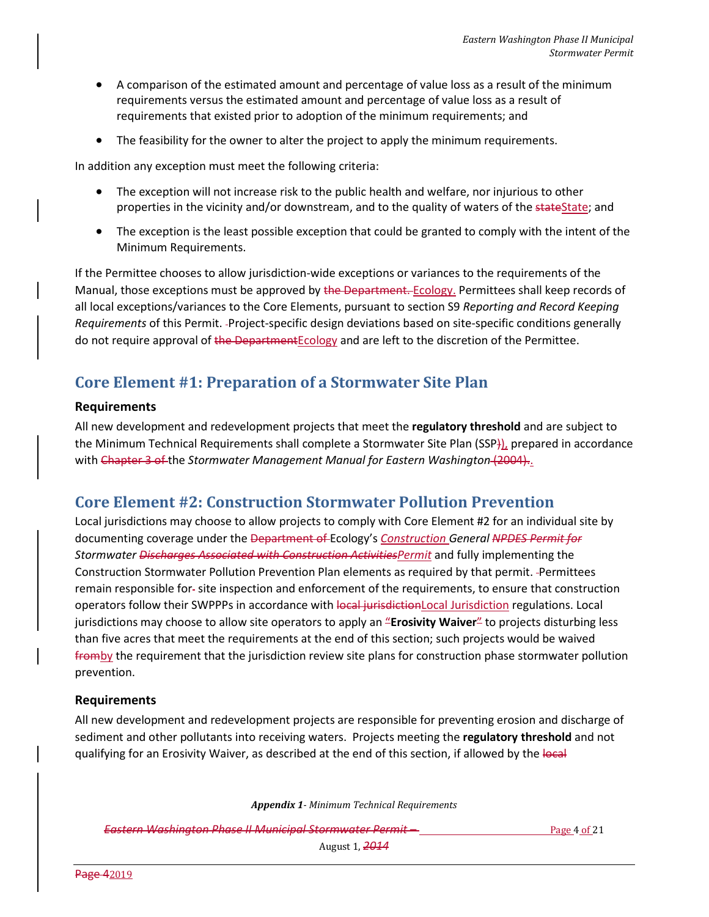- A comparison of the estimated amount and percentage of value loss as a result of the minimum requirements versus the estimated amount and percentage of value loss as a result of requirements that existed prior to adoption of the minimum requirements; and
- The feasibility for the owner to alter the project to apply the minimum requirements.

In addition any exception must meet the following criteria:

- The exception will not increase risk to the public health and welfare, nor injurious to other properties in the vicinity and/or downstream, and to the quality of waters of the ~~state~~State; and
- The exception is the least possible exception that could be granted to comply with the intent of the Minimum Requirements.

If the Permittee chooses to allow jurisdiction-wide exceptions or variances to the requirements of the Manual, those exceptions must be approved by ~~the Department.~~ Ecology. Permittees shall keep records of all local exceptions/variances to the Core Elements, pursuant to section S9 *Reporting and Record Keeping Requirements* of this Permit. Project-specific design deviations based on site-specific conditions generally do not require approval of ~~the Department~~Ecology and are left to the discretion of the Permittee.

## Core Element #1: Preparation of a Stormwater Site Plan

### Requirements

All new development and redevelopment projects that meet the **regulatory threshold** and are subject to the Minimum Technical Requirements shall complete a Stormwater Site Plan (SSP~~)~~), prepared in accordance with ~~Chapter 3 of~~ the *Stormwater Management Manual for Eastern Washington* ~~(2004)~~..

## Core Element #2: Construction Stormwater Pollution Prevention

Local jurisdictions may choose to allow projects to comply with Core Element #2 for an individual site by documenting coverage under the ~~Department of~~ Ecology's *Construction General ~~NPDES Permit for~~ Stormwater ~~Discharges Associated with Construction Activities~~Permit* and fully implementing the Construction Stormwater Pollution Prevention Plan elements as required by that permit. Permittees remain responsible for site inspection and enforcement of the requirements, to ensure that construction operators follow their SWPPPs in accordance with ~~local jurisdiction~~Local Jurisdiction regulations. Local jurisdictions may choose to allow site operators to apply an "**Erosivity Waiver**" to projects disturbing less than five acres that meet the requirements at the end of this section; such projects would be waived ~~from~~by the requirement that the jurisdiction review site plans for construction phase stormwater pollution prevention.

### Requirements

All new development and redevelopment projects are responsible for preventing erosion and discharge of sediment and other pollutants into receiving waters. Projects meeting the **regulatory threshold** and not qualifying for an Erosivity Waiver, as described at the end of this section, if allowed by the ~~local~~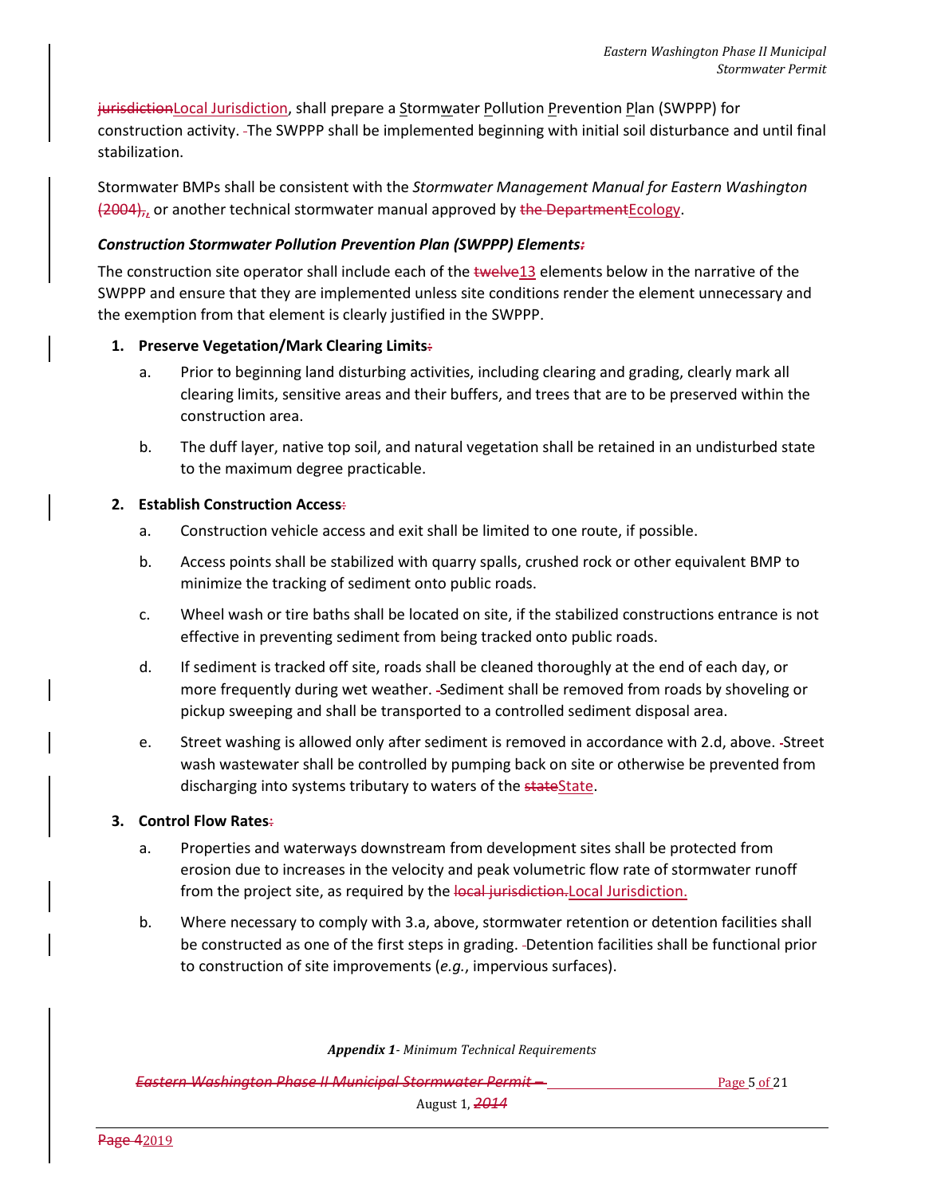jurisdictionLocal Jurisdiction, shall prepare a Stormwater Pollution Prevention Plan (SWPPP) for construction activity. The SWPPP shall be implemented beginning with initial soil disturbance and until final stabilization.

Stormwater BMPs shall be consistent with the *Stormwater Management Manual for Eastern Washington* (2004),, or another technical stormwater manual approved by the DepartmentEcology.

***Construction Stormwater Pollution Prevention Plan (SWPPP) Elements:***

The construction site operator shall include each of the twelve13 elements below in the narrative of the SWPPP and ensure that they are implemented unless site conditions render the element unnecessary and the exemption from that element is clearly justified in the SWPPP.

1. **Preserve Vegetation/Mark Clearing Limits:**
   a. Prior to beginning land disturbing activities, including clearing and grading, clearly mark all clearing limits, sensitive areas and their buffers, and trees that are to be preserved within the construction area.
   b. The duff layer, native top soil, and natural vegetation shall be retained in an undisturbed state to the maximum degree practicable.

2. **Establish Construction Access:**
   a. Construction vehicle access and exit shall be limited to one route, if possible.
   b. Access points shall be stabilized with quarry spalls, crushed rock or other equivalent BMP to minimize the tracking of sediment onto public roads.
   c. Wheel wash or tire baths shall be located on site, if the stabilized constructions entrance is not effective in preventing sediment from being tracked onto public roads.
   d. If sediment is tracked off site, roads shall be cleaned thoroughly at the end of each day, or more frequently during wet weather. Sediment shall be removed from roads by shoveling or pickup sweeping and shall be transported to a controlled sediment disposal area.
   e. Street washing is allowed only after sediment is removed in accordance with 2.d, above. Street wash wastewater shall be controlled by pumping back on site or otherwise be prevented from discharging into systems tributary to waters of the stateState.

3. **Control Flow Rates:**
   a. Properties and waterways downstream from development sites shall be protected from erosion due to increases in the velocity and peak volumetric flow rate of stormwater runoff from the project site, as required by the local jurisdiction.Local Jurisdiction.
   b. Where necessary to comply with 3.a, above, stormwater retention or detention facilities shall be constructed as one of the first steps in grading. Detention facilities shall be functional prior to construction of site improvements (*e.g.*, impervious surfaces).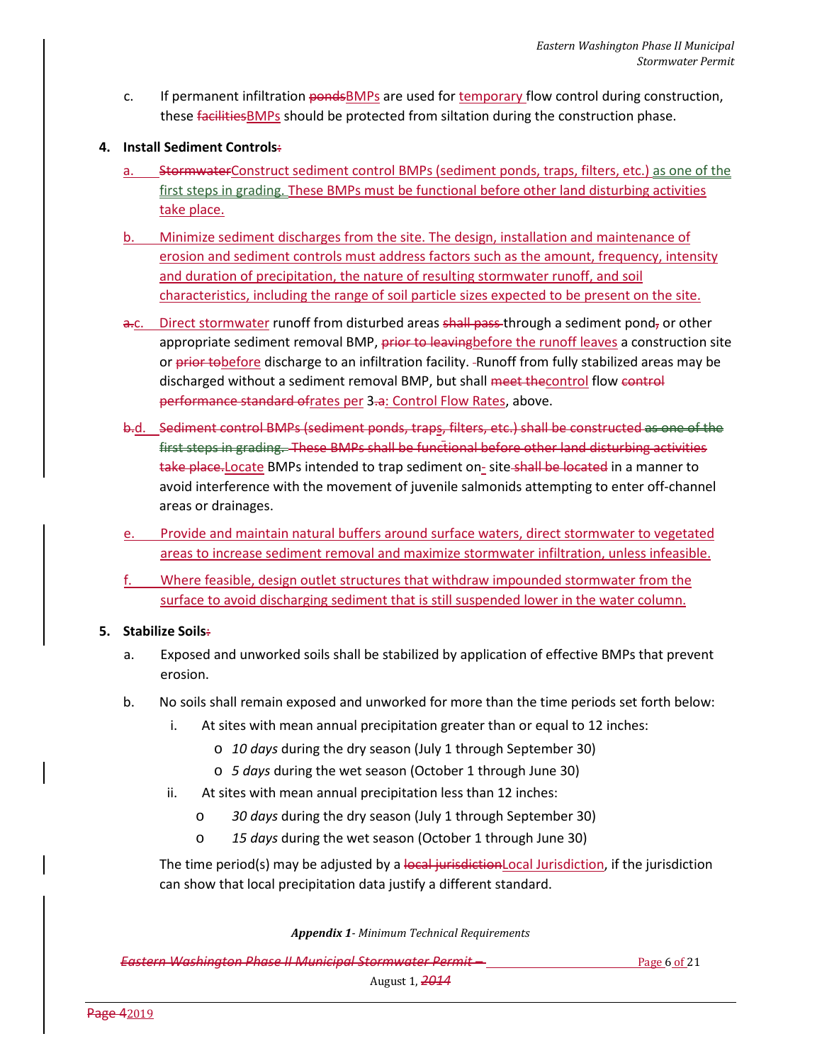c. If permanent infiltration ~~ponds~~BMPs are used for temporary flow control during construction, these ~~facilities~~BMPs should be protected from siltation during the construction phase.

4. **Install Sediment Controls~~:~~**

   a. ~~Stormwater~~Construct sediment control BMPs (sediment ponds, traps, filters, etc.) as one of the first steps in grading. These BMPs must be functional before other land disturbing activities take place.

   b. Minimize sediment discharges from the site. The design, installation and maintenance of erosion and sediment controls must address factors such as the amount, frequency, intensity and duration of precipitation, the nature of resulting stormwater runoff, and soil characteristics, including the range of soil particle sizes expected to be present on the site.

   ~~a.~~c. Direct stormwater runoff from disturbed areas ~~shall pass~~ through a sediment pond~~,~~ or other appropriate sediment removal BMP, ~~prior to leaving~~before the runoff leaves a construction site or ~~prior to~~before discharge to an infiltration facility. Runoff from fully stabilized areas may be discharged without a sediment removal BMP, but shall ~~meet the~~control flow ~~control performance standard of~~rates per 3.~~a~~: Control Flow Rates, above.

   ~~b.~~d. ~~Sediment control BMPs (sediment ponds, traps, filters, etc.) shall be constructed as one of the first steps in grading. These BMPs shall be functional before other land disturbing activities take place.~~Locate BMPs intended to trap sediment on-site ~~shall be located~~ in a manner to avoid interference with the movement of juvenile salmonids attempting to enter off-channel areas or drainages.

   e. Provide and maintain natural buffers around surface waters, direct stormwater to vegetated areas to increase sediment removal and maximize stormwater infiltration, unless infeasible.

   f. Where feasible, design outlet structures that withdraw impounded stormwater from the surface to avoid discharging sediment that is still suspended lower in the water column.

5. **Stabilize Soils~~:~~**

   a. Exposed and unworked soils shall be stabilized by application of effective BMPs that prevent erosion.

   b. No soils shall remain exposed and unworked for more than the time periods set forth below:

      i. At sites with mean annual precipitation greater than or equal to 12 inches:
         - *10 days* during the dry season (July 1 through September 30)
         - *5 days* during the wet season (October 1 through June 30)

      ii. At sites with mean annual precipitation less than 12 inches:
         - *30 days* during the dry season (July 1 through September 30)
         - *15 days* during the wet season (October 1 through June 30)

   The time period(s) may be adjusted by a ~~local jurisdiction~~Local Jurisdiction, if the jurisdiction can show that local precipitation data justify a different standard.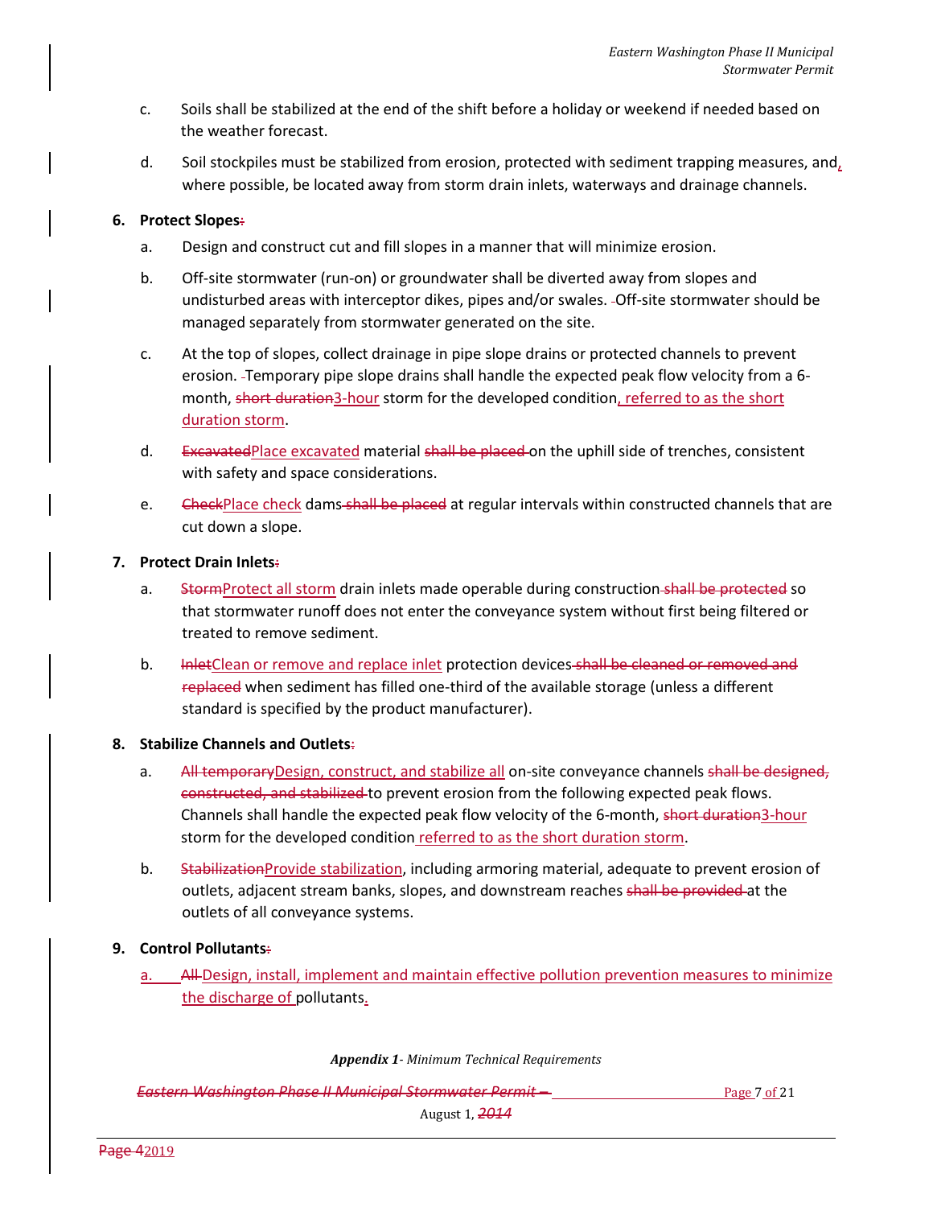c. Soils shall be stabilized at the end of the shift before a holiday or weekend if needed based on the weather forecast.

d. Soil stockpiles must be stabilized from erosion, protected with sediment trapping measures, and, where possible, be located away from storm drain inlets, waterways and drainage channels.

**6. Protect Slopes**

a. Design and construct cut and fill slopes in a manner that will minimize erosion.

b. Off-site stormwater (run-on) or groundwater shall be diverted away from slopes and undisturbed areas with interceptor dikes, pipes and/or swales. Off-site stormwater should be managed separately from stormwater generated on the site.

c. At the top of slopes, collect drainage in pipe slope drains or protected channels to prevent erosion. Temporary pipe slope drains shall handle the expected peak flow velocity from a 6-month, 3-hour storm for the developed condition, referred to as the short duration storm.

d. Place excavated material on the uphill side of trenches, consistent with safety and space considerations.

e. Place check dams at regular intervals within constructed channels that are cut down a slope.

**7. Protect Drain Inlets**

a. Protect all storm drain inlets made operable during construction so that stormwater runoff does not enter the conveyance system without first being filtered or treated to remove sediment.

b. Clean or remove and replace inlet protection devices when sediment has filled one-third of the available storage (unless a different standard is specified by the product manufacturer).

**8. Stabilize Channels and Outlets**

a. Design, construct, and stabilize all on-site conveyance channels to prevent erosion from the following expected peak flows. Channels shall handle the expected peak flow velocity of the 6-month, 3-hour storm for the developed condition referred to as the short duration storm.

b. Provide stabilization, including armoring material, adequate to prevent erosion of outlets, adjacent stream banks, slopes, and downstream reaches at the outlets of all conveyance systems.

**9. Control Pollutants**

a. Design, install, implement and maintain effective pollution prevention measures to minimize the discharge of pollutants.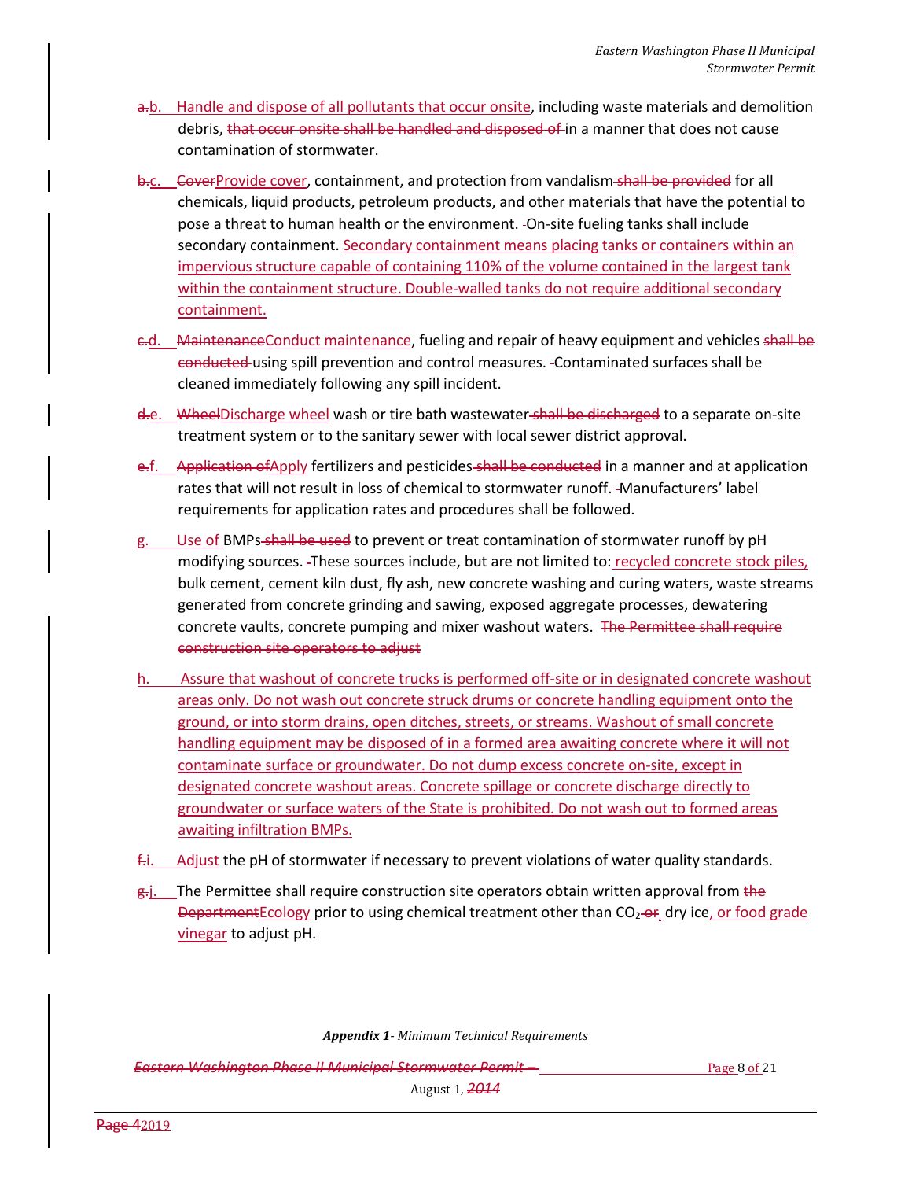~~a.~~b. Handle and dispose of all pollutants that occur onsite, including waste materials and demolition debris, ~~that occur onsite shall be handled and disposed of~~ in a manner that does not cause contamination of stormwater.

~~b.~~c. ~~Cover~~Provide cover, containment, and protection from vandalism ~~shall be provided~~ for all chemicals, liquid products, petroleum products, and other materials that have the potential to pose a threat to human health or the environment. On-site fueling tanks shall include secondary containment. Secondary containment means placing tanks or containers within an impervious structure capable of containing 110% of the volume contained in the largest tank within the containment structure. Double-walled tanks do not require additional secondary containment.

~~c.~~d. ~~Maintenance~~Conduct maintenance, fueling and repair of heavy equipment and vehicles ~~shall be conducted~~ using spill prevention and control measures. Contaminated surfaces shall be cleaned immediately following any spill incident.

~~d.~~e. ~~Wheel~~Discharge wheel wash or tire bath wastewater ~~shall be discharged~~ to a separate on-site treatment system or to the sanitary sewer with local sewer district approval.

~~e.~~f. ~~Application of~~Apply fertilizers and pesticides ~~shall be conducted~~ in a manner and at application rates that will not result in loss of chemical to stormwater runoff. Manufacturers' label requirements for application rates and procedures shall be followed.

g. Use of BMPs ~~shall be used~~ to prevent or treat contamination of stormwater runoff by pH modifying sources. These sources include, but are not limited to: recycled concrete stock piles, bulk cement, cement kiln dust, fly ash, new concrete washing and curing waters, waste streams generated from concrete grinding and sawing, exposed aggregate processes, dewatering concrete vaults, concrete pumping and mixer washout waters. ~~The Permittee shall require construction site operators to adjust~~

h. Assure that washout of concrete trucks is performed off-site or in designated concrete washout areas only. Do not wash out concrete struck drums or concrete handling equipment onto the ground, or into storm drains, open ditches, streets, or streams. Washout of small concrete handling equipment may be disposed of in a formed area awaiting concrete where it will not contaminate surface or groundwater. Do not dump excess concrete on-site, except in designated concrete washout areas. Concrete spillage or concrete discharge directly to groundwater or surface waters of the State is prohibited. Do not wash out to formed areas awaiting infiltration BMPs.

~~f.~~i. Adjust the pH of stormwater if necessary to prevent violations of water quality standards.

~~g.~~j. The Permittee shall require construction site operators obtain written approval from ~~the Department~~Ecology prior to using chemical treatment other than $CO_2$ ~~or~~, dry ice, or food grade vinegar to adjust pH.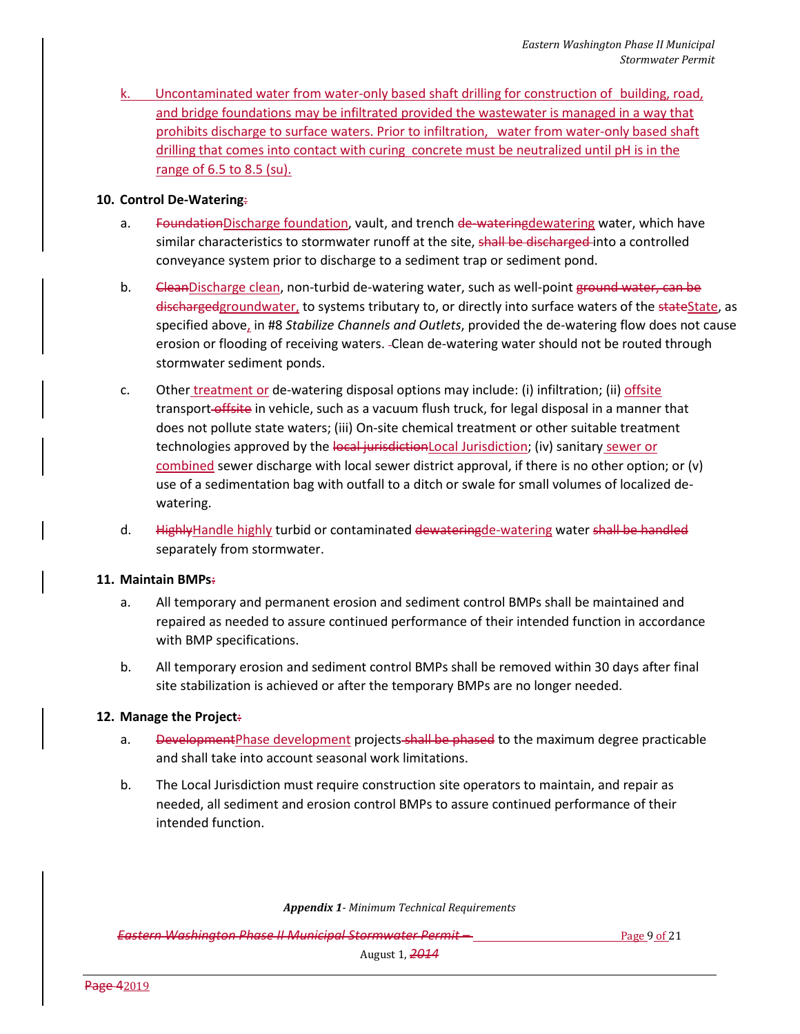k. Uncontaminated water from water-only based shaft drilling for construction of building, road, and bridge foundations may be infiltrated provided the wastewater is managed in a way that prohibits discharge to surface waters. Prior to infiltration, water from water-only based shaft drilling that comes into contact with curing concrete must be neutralized until pH is in the range of 6.5 to 8.5 (su).

**10. Control De-Watering~~:~~**

a. ~~Foundation~~Discharge foundation, vault, and trench ~~de-watering~~dewatering water, which have similar characteristics to stormwater runoff at the site, ~~shall be discharged~~ into a controlled conveyance system prior to discharge to a sediment trap or sediment pond.

b. ~~Clean~~Discharge clean, non-turbid de-watering water, such as well-point ~~ground water, can be discharged~~groundwater, to systems tributary to, or directly into surface waters of the ~~state~~State, as specified above, in #8 *Stabilize Channels and Outlets*, provided the de-watering flow does not cause erosion or flooding of receiving waters. Clean de-watering water should not be routed through stormwater sediment ponds.

c. Other treatment or de-watering disposal options may include: (i) infiltration; (ii) offsite transport ~~offsite~~ in vehicle, such as a vacuum flush truck, for legal disposal in a manner that does not pollute state waters; (iii) On-site chemical treatment or other suitable treatment technologies approved by the ~~local jurisdiction~~Local Jurisdiction; (iv) sanitary sewer or combined sewer discharge with local sewer district approval, if there is no other option; or (v) use of a sedimentation bag with outfall to a ditch or swale for small volumes of localized de-watering.

d. ~~Highly~~Handle highly turbid or contaminated ~~dewatering~~de-watering water ~~shall be handled~~ separately from stormwater.

**11. Maintain BMPs~~:~~**

a. All temporary and permanent erosion and sediment control BMPs shall be maintained and repaired as needed to assure continued performance of their intended function in accordance with BMP specifications.

b. All temporary erosion and sediment control BMPs shall be removed within 30 days after final site stabilization is achieved or after the temporary BMPs are no longer needed.

**12. Manage the Project~~:~~**

a. ~~Development~~Phase development projects ~~shall be phased~~ to the maximum degree practicable and shall take into account seasonal work limitations.

b. The Local Jurisdiction must require construction site operators to maintain, and repair as needed, all sediment and erosion control BMPs to assure continued performance of their intended function.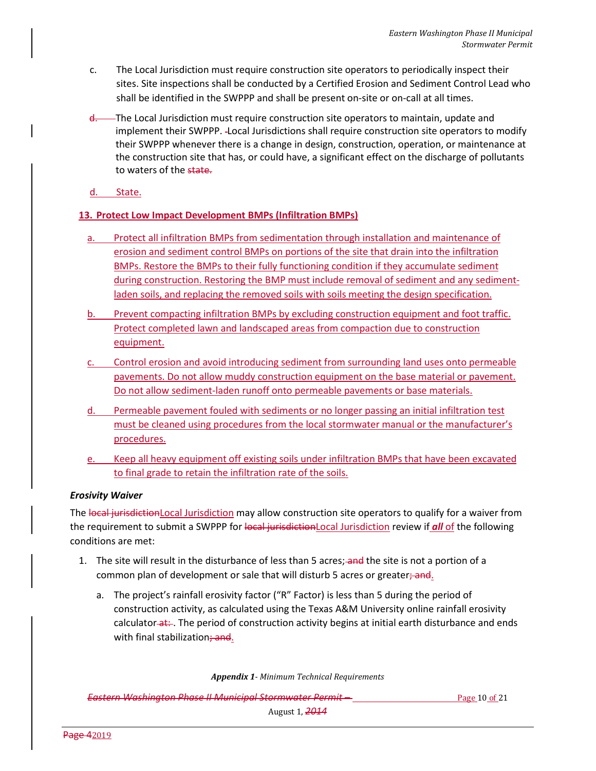c. The Local Jurisdiction must require construction site operators to periodically inspect their sites. Site inspections shall be conducted by a Certified Erosion and Sediment Control Lead who shall be identified in the SWPPP and shall be present on-site or on-call at all times.

d. The Local Jurisdiction must require construction site operators to maintain, update and implement their SWPPP. Local Jurisdictions shall require construction site operators to modify their SWPPP whenever there is a change in design, construction, operation, or maintenance at the construction site that has, or could have, a significant effect on the discharge of pollutants to waters of the state.

d. State.

**13. Protect Low Impact Development BMPs (Infiltration BMPs)**

a. Protect all infiltration BMPs from sedimentation through installation and maintenance of erosion and sediment control BMPs on portions of the site that drain into the infiltration BMPs. Restore the BMPs to their fully functioning condition if they accumulate sediment during construction. Restoring the BMP must include removal of sediment and any sediment-laden soils, and replacing the removed soils with soils meeting the design specification.

b. Prevent compacting infiltration BMPs by excluding construction equipment and foot traffic. Protect completed lawn and landscaped areas from compaction due to construction equipment.

c. Control erosion and avoid introducing sediment from surrounding land uses onto permeable pavements. Do not allow muddy construction equipment on the base material or pavement. Do not allow sediment-laden runoff onto permeable pavements or base materials.

d. Permeable pavement fouled with sediments or no longer passing an initial infiltration test must be cleaned using procedures from the local stormwater manual or the manufacturer's procedures.

e. Keep all heavy equipment off existing soils under infiltration BMPs that have been excavated to final grade to retain the infiltration rate of the soils.

***Erosivity Waiver***

The local jurisdictionLocal Jurisdiction may allow construction site operators to qualify for a waiver from the requirement to submit a SWPPP for local jurisdictionLocal Jurisdiction review if ***all*** of the following conditions are met:

1. The site will result in the disturbance of less than 5 acres; and the site is not a portion of a common plan of development or sale that will disturb 5 acres or greater; and.

   a. The project's rainfall erosivity factor ("R" Factor) is less than 5 during the period of construction activity, as calculated using the Texas A&M University online rainfall erosivity calculator at: . The period of construction activity begins at initial earth disturbance and ends with final stabilization; and.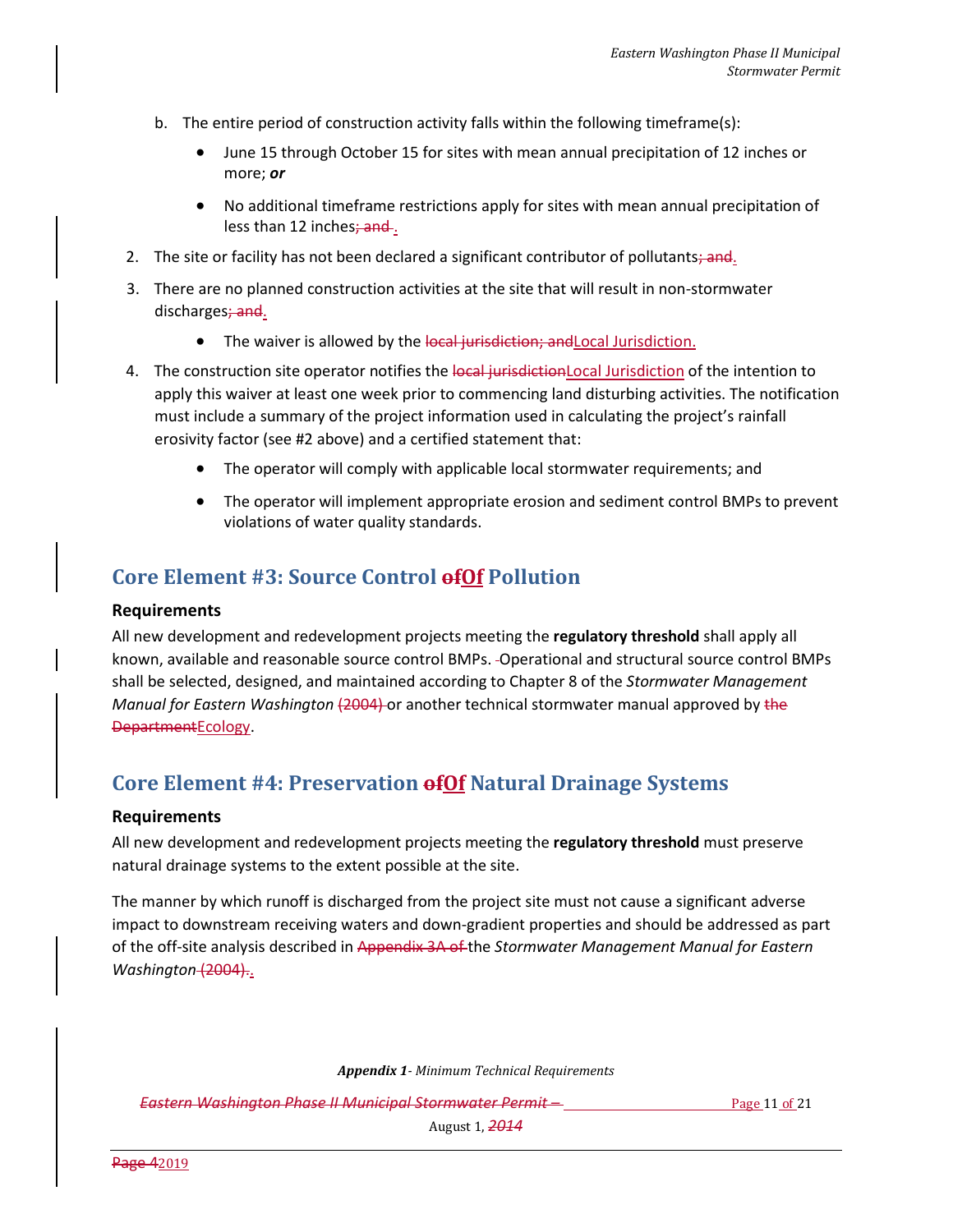b. The entire period of construction activity falls within the following timeframe(s):

- June 15 through October 15 for sites with mean annual precipitation of 12 inches or more; ***or***
- No additional timeframe restrictions apply for sites with mean annual precipitation of less than 12 inches; and .

2. The site or facility has not been declared a significant contributor of pollutants; and.
3. There are no planned construction activities at the site that will result in non-stormwater discharges; and.
   - The waiver is allowed by the local jurisdiction; andLocal Jurisdiction.
4. The construction site operator notifies the local jurisdictionLocal Jurisdiction of the intention to apply this waiver at least one week prior to commencing land disturbing activities. The notification must include a summary of the project information used in calculating the project's rainfall erosivity factor (see #2 above) and a certified statement that:
   - The operator will comply with applicable local stormwater requirements; and
   - The operator will implement appropriate erosion and sediment control BMPs to prevent violations of water quality standards.

## Core Element #3: Source Control ofOf Pollution

### Requirements

All new development and redevelopment projects meeting the **regulatory threshold** shall apply all known, available and reasonable source control BMPs. -Operational and structural source control BMPs shall be selected, designed, and maintained according to Chapter 8 of the *Stormwater Management Manual for Eastern Washington* (2004) or another technical stormwater manual approved by the DepartmentEcology.

## Core Element #4: Preservation ofOf Natural Drainage Systems

### Requirements

All new development and redevelopment projects meeting the **regulatory threshold** must preserve natural drainage systems to the extent possible at the site.

The manner by which runoff is discharged from the project site must not cause a significant adverse impact to downstream receiving waters and down-gradient properties and should be addressed as part of the off-site analysis described in Appendix 3A of the *Stormwater Management Manual for Eastern Washington* (2004)..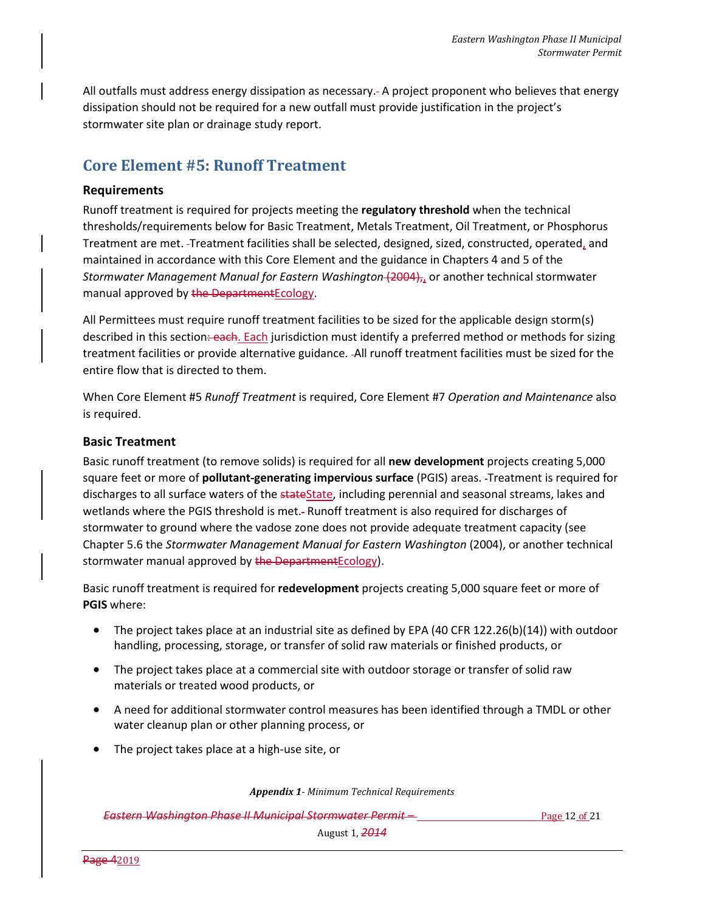All outfalls must address energy dissipation as necessary. A project proponent who believes that energy dissipation should not be required for a new outfall must provide justification in the project's stormwater site plan or drainage study report.

## Core Element #5: Runoff Treatment

### Requirements

Runoff treatment is required for projects meeting the **regulatory threshold** when the technical thresholds/requirements below for Basic Treatment, Metals Treatment, Oil Treatment, or Phosphorus Treatment are met. Treatment facilities shall be selected, designed, sized, constructed, operated, and maintained in accordance with this Core Element and the guidance in Chapters 4 and 5 of the *Stormwater Management Manual for Eastern Washington*, or another technical stormwater manual approved by Ecology.

All Permittees must require runoff treatment facilities to be sized for the applicable design storm(s) described in this section. Each jurisdiction must identify a preferred method or methods for sizing treatment facilities or provide alternative guidance. All runoff treatment facilities must be sized for the entire flow that is directed to them.

When Core Element #5 *Runoff Treatment* is required, Core Element #7 *Operation and Maintenance* also is required.

### Basic Treatment

Basic runoff treatment (to remove solids) is required for all **new development** projects creating 5,000 square feet or more of **pollutant-generating impervious surface** (PGIS) areas. Treatment is required for discharges to all surface waters of the State, including perennial and seasonal streams, lakes and wetlands where the PGIS threshold is met. Runoff treatment is also required for discharges of stormwater to ground where the vadose zone does not provide adequate treatment capacity (see Chapter 5.6 the *Stormwater Management Manual for Eastern Washington* (2004), or another technical stormwater manual approved by Ecology).

Basic runoff treatment is required for **redevelopment** projects creating 5,000 square feet or more of **PGIS** where:

- The project takes place at an industrial site as defined by EPA (40 CFR 122.26(b)(14)) with outdoor handling, processing, storage, or transfer of solid raw materials or finished products, or
- The project takes place at a commercial site with outdoor storage or transfer of solid raw materials or treated wood products, or
- A need for additional stormwater control measures has been identified through a TMDL or other water cleanup plan or other planning process, or
- The project takes place at a high-use site, or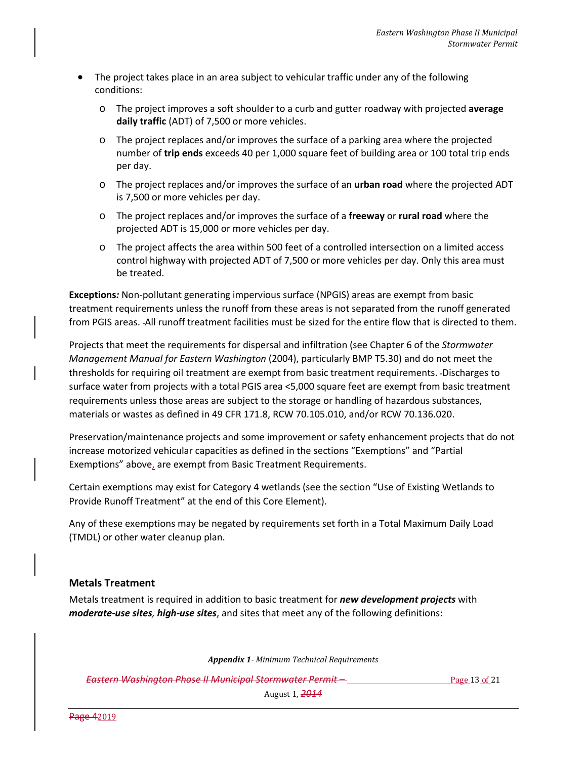- The project takes place in an area subject to vehicular traffic under any of the following conditions:
  - The project improves a soft shoulder to a curb and gutter roadway with projected **average daily traffic** (ADT) of 7,500 or more vehicles.
  - The project replaces and/or improves the surface of a parking area where the projected number of **trip ends** exceeds 40 per 1,000 square feet of building area or 100 total trip ends per day.
  - The project replaces and/or improves the surface of an **urban road** where the projected ADT is 7,500 or more vehicles per day.
  - The project replaces and/or improves the surface of a **freeway** or **rural road** where the projected ADT is 15,000 or more vehicles per day.
  - The project affects the area within 500 feet of a controlled intersection on a limited access control highway with projected ADT of 7,500 or more vehicles per day. Only this area must be treated.

**Exceptions:** Non-pollutant generating impervious surface (NPGIS) areas are exempt from basic treatment requirements unless the runoff from these areas is not separated from the runoff generated from PGIS areas. All runoff treatment facilities must be sized for the entire flow that is directed to them.

Projects that meet the requirements for dispersal and infiltration (see Chapter 6 of the *Stormwater Management Manual for Eastern Washington* (2004), particularly BMP T5.30) and do not meet the thresholds for requiring oil treatment are exempt from basic treatment requirements. Discharges to surface water from projects with a total PGIS area <5,000 square feet are exempt from basic treatment requirements unless those areas are subject to the storage or handling of hazardous substances, materials or wastes as defined in 49 CFR 171.8, RCW 70.105.010, and/or RCW 70.136.020.

Preservation/maintenance projects and some improvement or safety enhancement projects that do not increase motorized vehicular capacities as defined in the sections "Exemptions" and "Partial Exemptions" above, are exempt from Basic Treatment Requirements.

Certain exemptions may exist for Category 4 wetlands (see the section "Use of Existing Wetlands to Provide Runoff Treatment" at the end of this Core Element).

Any of these exemptions may be negated by requirements set forth in a Total Maximum Daily Load (TMDL) or other water cleanup plan.

### Metals Treatment

Metals treatment is required in addition to basic treatment for ***new development projects*** with ***moderate-use sites, high-use sites***, and sites that meet any of the following definitions: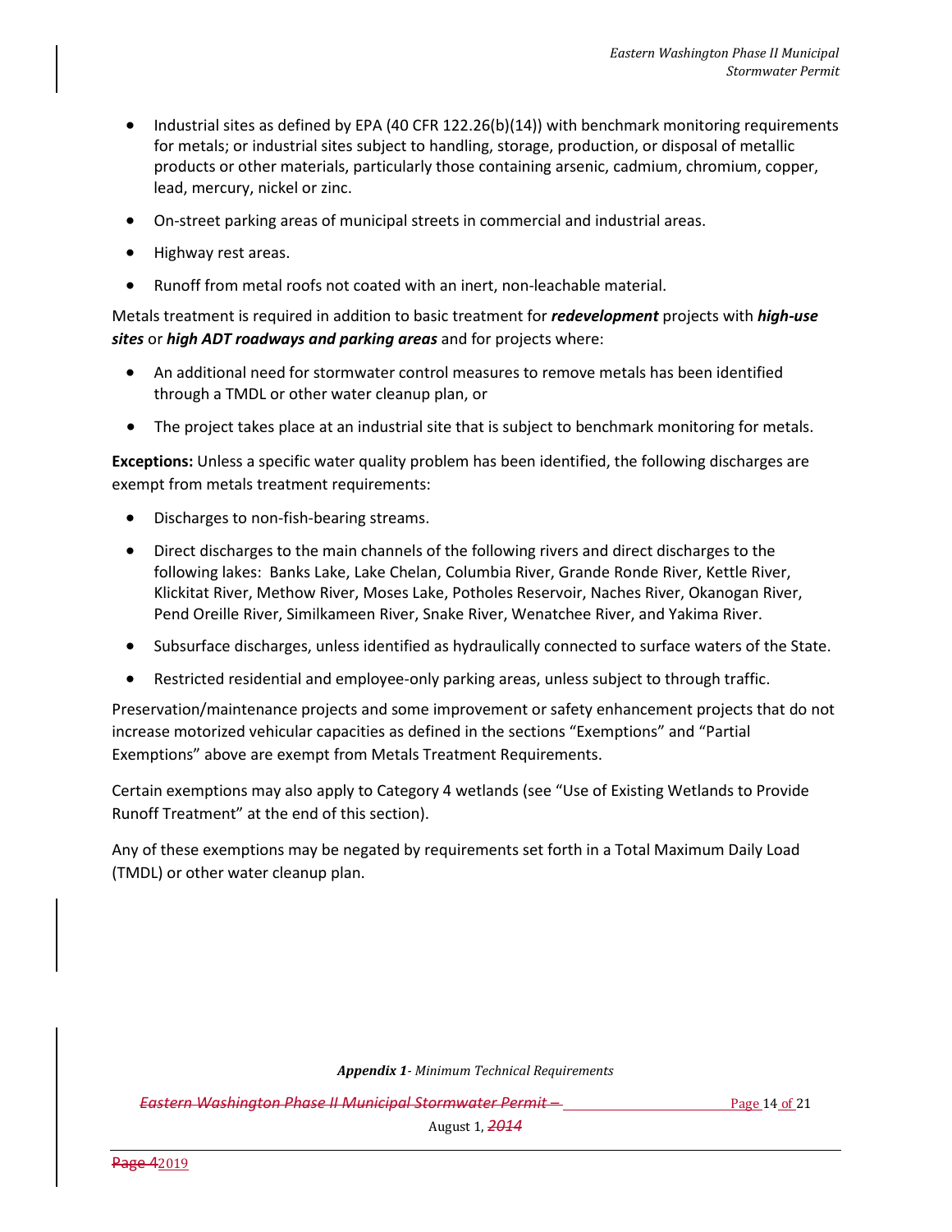- Industrial sites as defined by EPA (40 CFR 122.26(b)(14)) with benchmark monitoring requirements for metals; or industrial sites subject to handling, storage, production, or disposal of metallic products or other materials, particularly those containing arsenic, cadmium, chromium, copper, lead, mercury, nickel or zinc.
- On-street parking areas of municipal streets in commercial and industrial areas.
- Highway rest areas.
- Runoff from metal roofs not coated with an inert, non-leachable material.

Metals treatment is required in addition to basic treatment for ***redevelopment*** projects with ***high-use sites*** or ***high ADT roadways and parking areas*** and for projects where:

- An additional need for stormwater control measures to remove metals has been identified through a TMDL or other water cleanup plan, or
- The project takes place at an industrial site that is subject to benchmark monitoring for metals.

**Exceptions:** Unless a specific water quality problem has been identified, the following discharges are exempt from metals treatment requirements:

- Discharges to non-fish-bearing streams.
- Direct discharges to the main channels of the following rivers and direct discharges to the following lakes: Banks Lake, Lake Chelan, Columbia River, Grande Ronde River, Kettle River, Klickitat River, Methow River, Moses Lake, Potholes Reservoir, Naches River, Okanogan River, Pend Oreille River, Similkameen River, Snake River, Wenatchee River, and Yakima River.
- Subsurface discharges, unless identified as hydraulically connected to surface waters of the State.
- Restricted residential and employee-only parking areas, unless subject to through traffic.

Preservation/maintenance projects and some improvement or safety enhancement projects that do not increase motorized vehicular capacities as defined in the sections "Exemptions" and "Partial Exemptions" above are exempt from Metals Treatment Requirements.

Certain exemptions may also apply to Category 4 wetlands (see "Use of Existing Wetlands to Provide Runoff Treatment" at the end of this section).

Any of these exemptions may be negated by requirements set forth in a Total Maximum Daily Load (TMDL) or other water cleanup plan.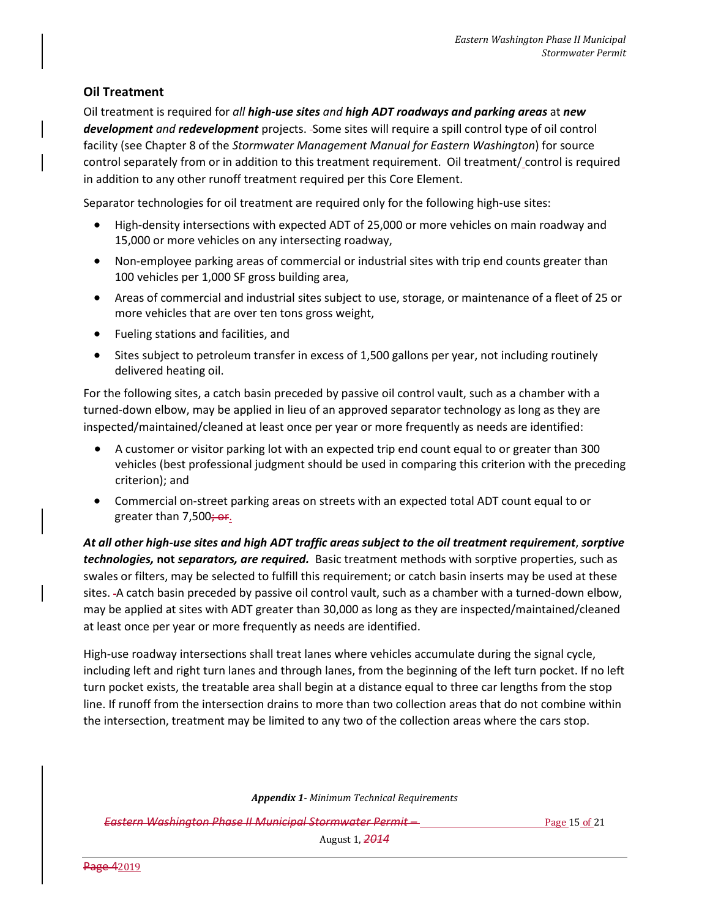## Oil Treatment

Oil treatment is required for *all* ***high-use sites*** *and* ***high ADT roadways and parking areas*** at ***new development*** *and* ***redevelopment*** projects. Some sites will require a spill control type of oil control facility (see Chapter 8 of the *Stormwater Management Manual for Eastern Washington*) for source control separately from or in addition to this treatment requirement. Oil treatment/ control is required in addition to any other runoff treatment required per this Core Element.

Separator technologies for oil treatment are required only for the following high-use sites:

- High-density intersections with expected ADT of 25,000 or more vehicles on main roadway and 15,000 or more vehicles on any intersecting roadway,
- Non-employee parking areas of commercial or industrial sites with trip end counts greater than 100 vehicles per 1,000 SF gross building area,
- Areas of commercial and industrial sites subject to use, storage, or maintenance of a fleet of 25 or more vehicles that are over ten tons gross weight,
- Fueling stations and facilities, and
- Sites subject to petroleum transfer in excess of 1,500 gallons per year, not including routinely delivered heating oil.

For the following sites, a catch basin preceded by passive oil control vault, such as a chamber with a turned-down elbow, may be applied in lieu of an approved separator technology as long as they are inspected/maintained/cleaned at least once per year or more frequently as needs are identified:

- A customer or visitor parking lot with an expected trip end count equal to or greater than 300 vehicles (best professional judgment should be used in comparing this criterion with the preceding criterion); and
- Commercial on-street parking areas on streets with an expected total ADT count equal to or greater than 7,500.

***At all other high-use sites and high ADT traffic areas subject to the oil treatment requirement*, *sorptive technologies,* not *separators, are required.*** Basic treatment methods with sorptive properties, such as swales or filters, may be selected to fulfill this requirement; or catch basin inserts may be used at these sites. A catch basin preceded by passive oil control vault, such as a chamber with a turned-down elbow, may be applied at sites with ADT greater than 30,000 as long as they are inspected/maintained/cleaned at least once per year or more frequently as needs are identified.

High-use roadway intersections shall treat lanes where vehicles accumulate during the signal cycle, including left and right turn lanes and through lanes, from the beginning of the left turn pocket. If no left turn pocket exists, the treatable area shall begin at a distance equal to three car lengths from the stop line. If runoff from the intersection drains to more than two collection areas that do not combine within the intersection, treatment may be limited to any two of the collection areas where the cars stop.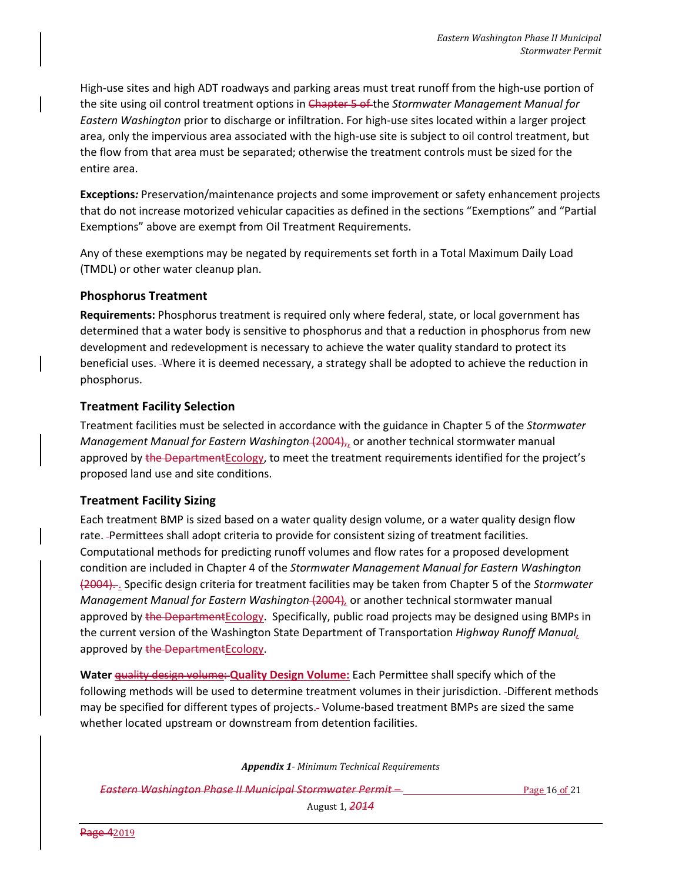High-use sites and high ADT roadways and parking areas must treat runoff from the high-use portion of the site using oil control treatment options in ~~Chapter 5 of~~ the *Stormwater Management Manual for Eastern Washington* prior to discharge or infiltration. For high-use sites located within a larger project area, only the impervious area associated with the high-use site is subject to oil control treatment, but the flow from that area must be separated; otherwise the treatment controls must be sized for the entire area.

**Exceptions***:* Preservation/maintenance projects and some improvement or safety enhancement projects that do not increase motorized vehicular capacities as defined in the sections "Exemptions" and "Partial Exemptions" above are exempt from Oil Treatment Requirements.

Any of these exemptions may be negated by requirements set forth in a Total Maximum Daily Load (TMDL) or other water cleanup plan.

### Phosphorus Treatment

**Requirements:** Phosphorus treatment is required only where federal, state, or local government has determined that a water body is sensitive to phosphorus and that a reduction in phosphorus from new development and redevelopment is necessary to achieve the water quality standard to protect its beneficial uses. Where it is deemed necessary, a strategy shall be adopted to achieve the reduction in phosphorus.

### Treatment Facility Selection

Treatment facilities must be selected in accordance with the guidance in Chapter 5 of the *Stormwater Management Manual for Eastern Washington* ~~(2004),~~, or another technical stormwater manual approved by ~~the Department~~Ecology, to meet the treatment requirements identified for the project's proposed land use and site conditions.

### Treatment Facility Sizing

Each treatment BMP is sized based on a water quality design volume, or a water quality design flow rate. Permittees shall adopt criteria to provide for consistent sizing of treatment facilities. Computational methods for predicting runoff volumes and flow rates for a proposed development condition are included in Chapter 4 of the *Stormwater Management Manual for Eastern Washington* ~~(2004).~~. Specific design criteria for treatment facilities may be taken from Chapter 5 of the *Stormwater Management Manual for Eastern Washington* ~~(2004)~~, or another technical stormwater manual approved by ~~the Department~~Ecology. Specifically, public road projects may be designed using BMPs in the current version of the Washington State Department of Transportation *Highway Runoff Manual*, approved by ~~the Department~~Ecology.

**Water** ~~quality design volume:~~ **Quality Design Volume:** Each Permittee shall specify which of the following methods will be used to determine treatment volumes in their jurisdiction. Different methods may be specified for different types of projects. Volume-based treatment BMPs are sized the same whether located upstream or downstream from detention facilities.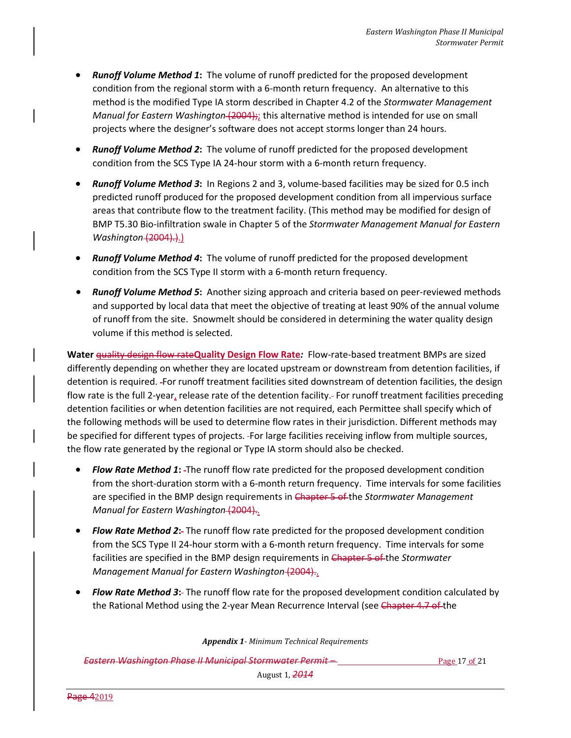- ***Runoff Volume Method 1*:** The volume of runoff predicted for the proposed development condition from the regional storm with a 6-month return frequency. An alternative to this method is the modified Type IA storm described in Chapter 4.2 of the *Stormwater Management Manual for Eastern Washington*; this alternative method is intended for use on small projects where the designer's software does not accept storms longer than 24 hours.

- ***Runoff Volume Method 2*:** The volume of runoff predicted for the proposed development condition from the SCS Type IA 24-hour storm with a 6-month return frequency.

- ***Runoff Volume Method 3*:** In Regions 2 and 3, volume-based facilities may be sized for 0.5 inch predicted runoff produced for the proposed development condition from all impervious surface areas that contribute flow to the treatment facility. (This method may be modified for design of BMP T5.30 Bio-infiltration swale in Chapter 5 of the *Stormwater Management Manual for Eastern Washington*.)

- ***Runoff Volume Method 4*:** The volume of runoff predicted for the proposed development condition from the SCS Type II storm with a 6-month return frequency.

- ***Runoff Volume Method 5*:** Another sizing approach and criteria based on peer-reviewed methods and supported by local data that meet the objective of treating at least 90% of the annual volume of runoff from the site. Snowmelt should be considered in determining the water quality design volume if this method is selected.

**Water Quality Design Flow Rate*:*** Flow-rate-based treatment BMPs are sized differently depending on whether they are located upstream or downstream from detention facilities, if detention is required. For runoff treatment facilities sited downstream of detention facilities, the design flow rate is the full 2-year, release rate of the detention facility. For runoff treatment facilities preceding detention facilities or when detention facilities are not required, each Permittee shall specify which of the following methods will be used to determine flow rates in their jurisdiction. Different methods may be specified for different types of projects. For large facilities receiving inflow from multiple sources, the flow rate generated by the regional or Type IA storm should also be checked.

- ***Flow Rate Method 1*:** The runoff flow rate predicted for the proposed development condition from the short-duration storm with a 6-month return frequency. Time intervals for some facilities are specified in the BMP design requirements in the *Stormwater Management Manual for Eastern Washington*.

- ***Flow Rate Method 2*:** The runoff flow rate predicted for the proposed development condition from the SCS Type II 24-hour storm with a 6-month return frequency. Time intervals for some facilities are specified in the BMP design requirements in the *Stormwater Management Manual for Eastern Washington*.

- ***Flow Rate Method 3*:** The runoff flow rate for the proposed development condition calculated by the Rational Method using the 2-year Mean Recurrence Interval (see the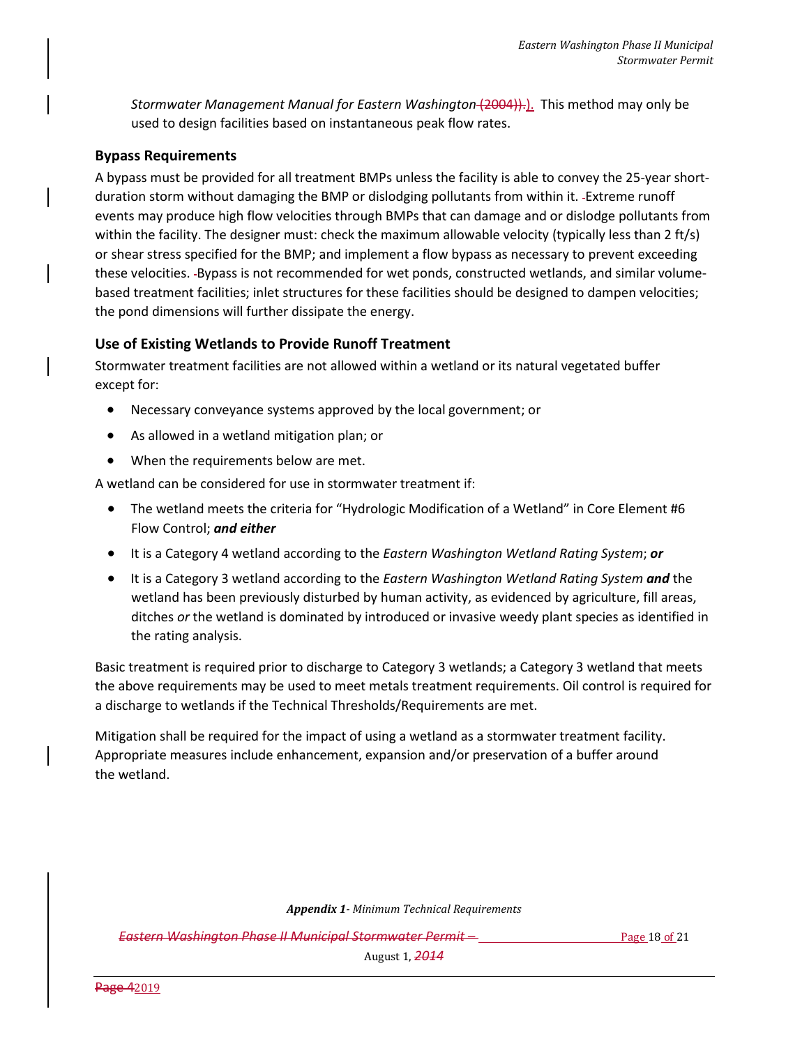*Stormwater Management Manual for Eastern Washington*). This method may only be used to design facilities based on instantaneous peak flow rates.

### Bypass Requirements

A bypass must be provided for all treatment BMPs unless the facility is able to convey the 25-year short-duration storm without damaging the BMP or dislodging pollutants from within it. Extreme runoff events may produce high flow velocities through BMPs that can damage and or dislodge pollutants from within the facility. The designer must: check the maximum allowable velocity (typically less than 2 ft/s) or shear stress specified for the BMP; and implement a flow bypass as necessary to prevent exceeding these velocities. Bypass is not recommended for wet ponds, constructed wetlands, and similar volume-based treatment facilities; inlet structures for these facilities should be designed to dampen velocities; the pond dimensions will further dissipate the energy.

### Use of Existing Wetlands to Provide Runoff Treatment

Stormwater treatment facilities are not allowed within a wetland or its natural vegetated buffer except for:

- Necessary conveyance systems approved by the local government; or
- As allowed in a wetland mitigation plan; or
- When the requirements below are met.

A wetland can be considered for use in stormwater treatment if:

- The wetland meets the criteria for "Hydrologic Modification of a Wetland" in Core Element #6 Flow Control; ***and either***
- It is a Category 4 wetland according to the *Eastern Washington Wetland Rating System*; ***or***
- It is a Category 3 wetland according to the *Eastern Washington Wetland Rating System* ***and*** the wetland has been previously disturbed by human activity, as evidenced by agriculture, fill areas, ditches *or* the wetland is dominated by introduced or invasive weedy plant species as identified in the rating analysis.

Basic treatment is required prior to discharge to Category 3 wetlands; a Category 3 wetland that meets the above requirements may be used to meet metals treatment requirements. Oil control is required for a discharge to wetlands if the Technical Thresholds/Requirements are met.

Mitigation shall be required for the impact of using a wetland as a stormwater treatment facility. Appropriate measures include enhancement, expansion and/or preservation of a buffer around the wetland.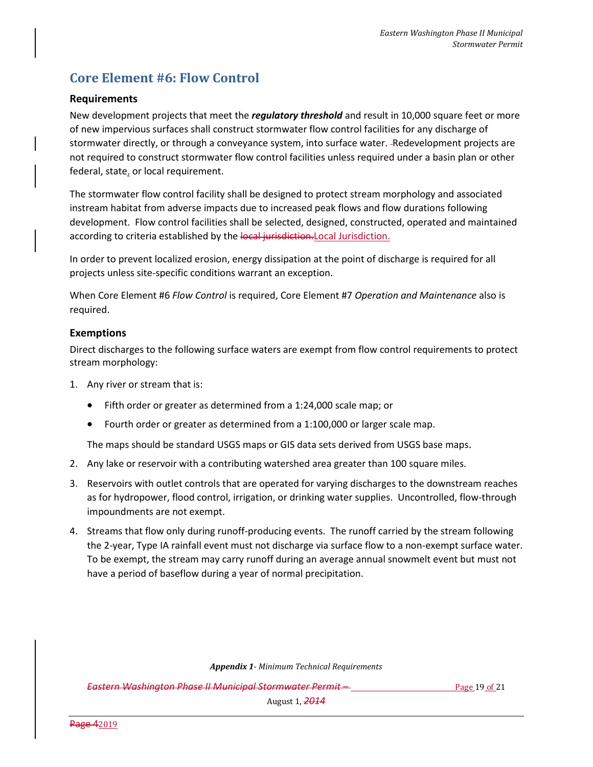## Core Element #6: Flow Control

### Requirements

New development projects that meet the ***regulatory threshold*** and result in 10,000 square feet or more of new impervious surfaces shall construct stormwater flow control facilities for any discharge of stormwater directly, or through a conveyance system, into surface water. Redevelopment projects are not required to construct stormwater flow control facilities unless required under a basin plan or other federal, state, or local requirement.

The stormwater flow control facility shall be designed to protect stream morphology and associated instream habitat from adverse impacts due to increased peak flows and flow durations following development. Flow control facilities shall be selected, designed, constructed, operated and maintained according to criteria established by the Local Jurisdiction.

In order to prevent localized erosion, energy dissipation at the point of discharge is required for all projects unless site-specific conditions warrant an exception.

When Core Element #6 *Flow Control* is required, Core Element #7 *Operation and Maintenance* also is required.

### Exemptions

Direct discharges to the following surface waters are exempt from flow control requirements to protect stream morphology:

1. Any river or stream that is:
   - Fifth order or greater as determined from a 1:24,000 scale map; or
   - Fourth order or greater as determined from a 1:100,000 or larger scale map.

   The maps should be standard USGS maps or GIS data sets derived from USGS base maps.
2. Any lake or reservoir with a contributing watershed area greater than 100 square miles.
3. Reservoirs with outlet controls that are operated for varying discharges to the downstream reaches as for hydropower, flood control, irrigation, or drinking water supplies. Uncontrolled, flow-through impoundments are not exempt.
4. Streams that flow only during runoff-producing events. The runoff carried by the stream following the 2-year, Type IA rainfall event must not discharge via surface flow to a non-exempt surface water. To be exempt, the stream may carry runoff during an average annual snowmelt event but must not have a period of baseflow during a year of normal precipitation.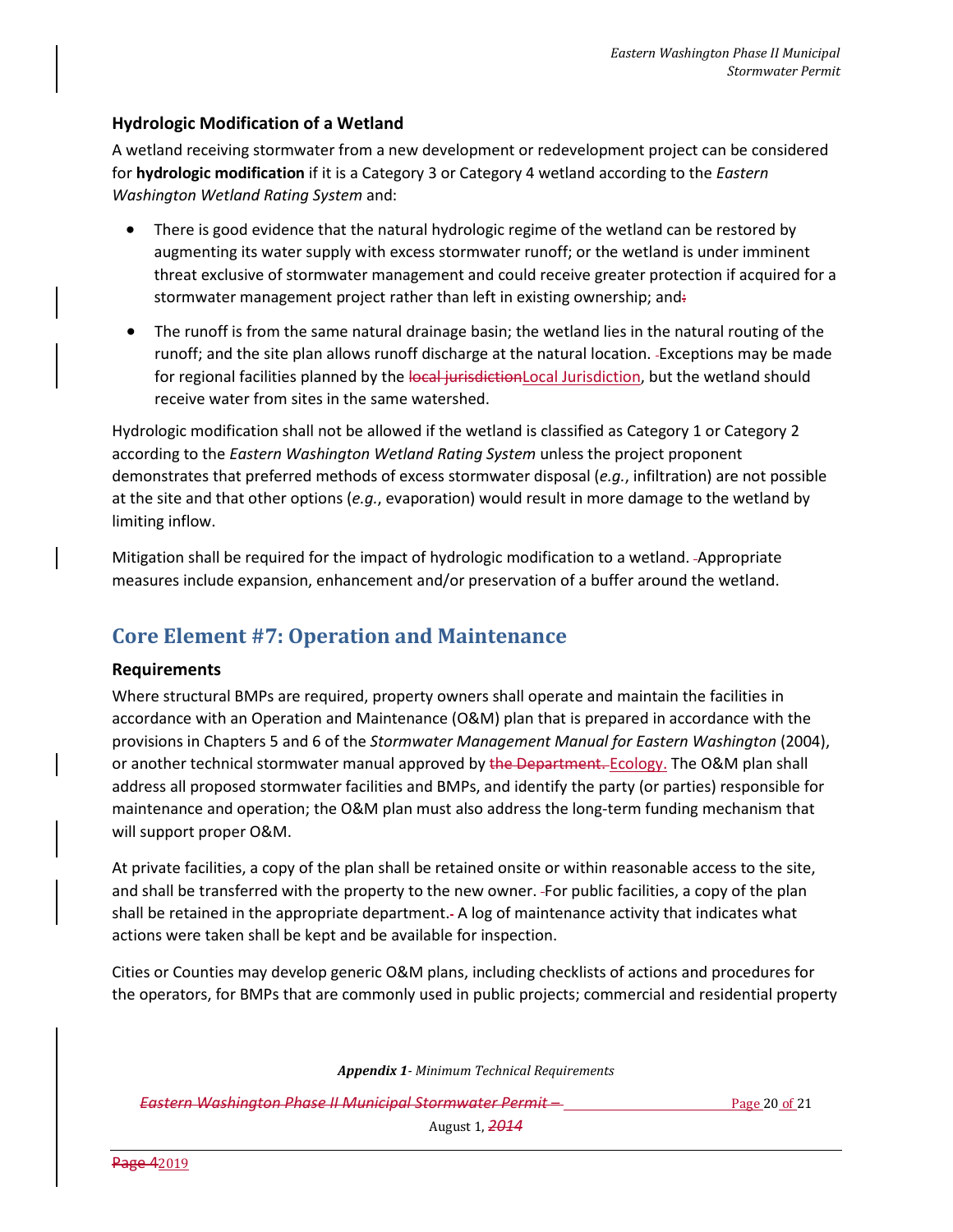### Hydrologic Modification of a Wetland

A wetland receiving stormwater from a new development or redevelopment project can be considered for **hydrologic modification** if it is a Category 3 or Category 4 wetland according to the *Eastern Washington Wetland Rating System* and:

- There is good evidence that the natural hydrologic regime of the wetland can be restored by augmenting its water supply with excess stormwater runoff; or the wetland is under imminent threat exclusive of stormwater management and could receive greater protection if acquired for a stormwater management project rather than left in existing ownership; and
- The runoff is from the same natural drainage basin; the wetland lies in the natural routing of the runoff; and the site plan allows runoff discharge at the natural location. Exceptions may be made for regional facilities planned by the Local Jurisdiction, but the wetland should receive water from sites in the same watershed.

Hydrologic modification shall not be allowed if the wetland is classified as Category 1 or Category 2 according to the *Eastern Washington Wetland Rating System* unless the project proponent demonstrates that preferred methods of excess stormwater disposal (*e.g.*, infiltration) are not possible at the site and that other options (*e.g.*, evaporation) would result in more damage to the wetland by limiting inflow.

Mitigation shall be required for the impact of hydrologic modification to a wetland. Appropriate measures include expansion, enhancement and/or preservation of a buffer around the wetland.

## Core Element #7: Operation and Maintenance

### Requirements

Where structural BMPs are required, property owners shall operate and maintain the facilities in accordance with an Operation and Maintenance (O&M) plan that is prepared in accordance with the provisions in Chapters 5 and 6 of the *Stormwater Management Manual for Eastern Washington* (2004), or another technical stormwater manual approved by Ecology. The O&M plan shall address all proposed stormwater facilities and BMPs, and identify the party (or parties) responsible for maintenance and operation; the O&M plan must also address the long-term funding mechanism that will support proper O&M.

At private facilities, a copy of the plan shall be retained onsite or within reasonable access to the site, and shall be transferred with the property to the new owner. For public facilities, a copy of the plan shall be retained in the appropriate department. A log of maintenance activity that indicates what actions were taken shall be kept and be available for inspection.

Cities or Counties may develop generic O&M plans, including checklists of actions and procedures for the operators, for BMPs that are commonly used in public projects; commercial and residential property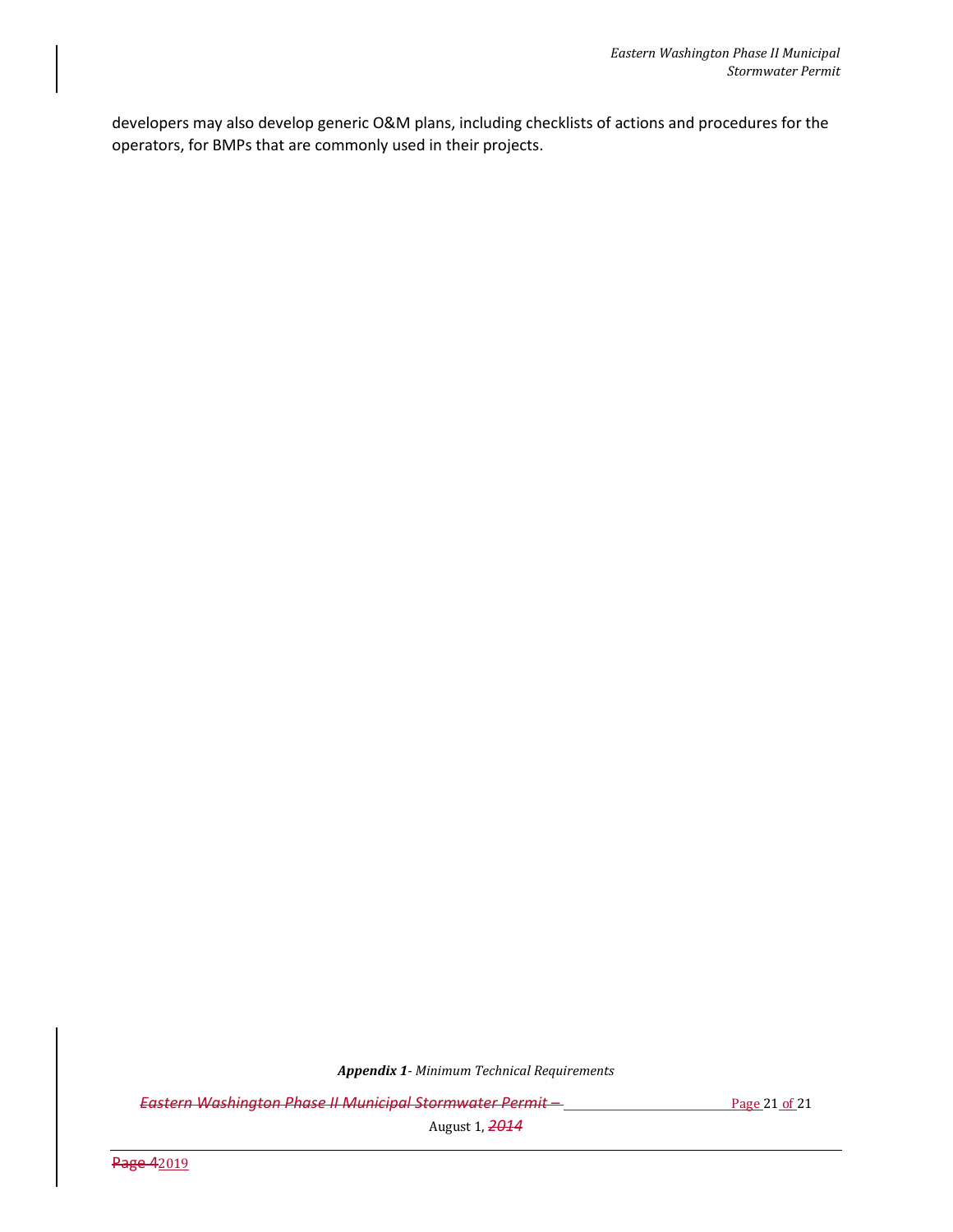developers may also develop generic O&M plans, including checklists of actions and procedures for the operators, for BMPs that are commonly used in their projects.